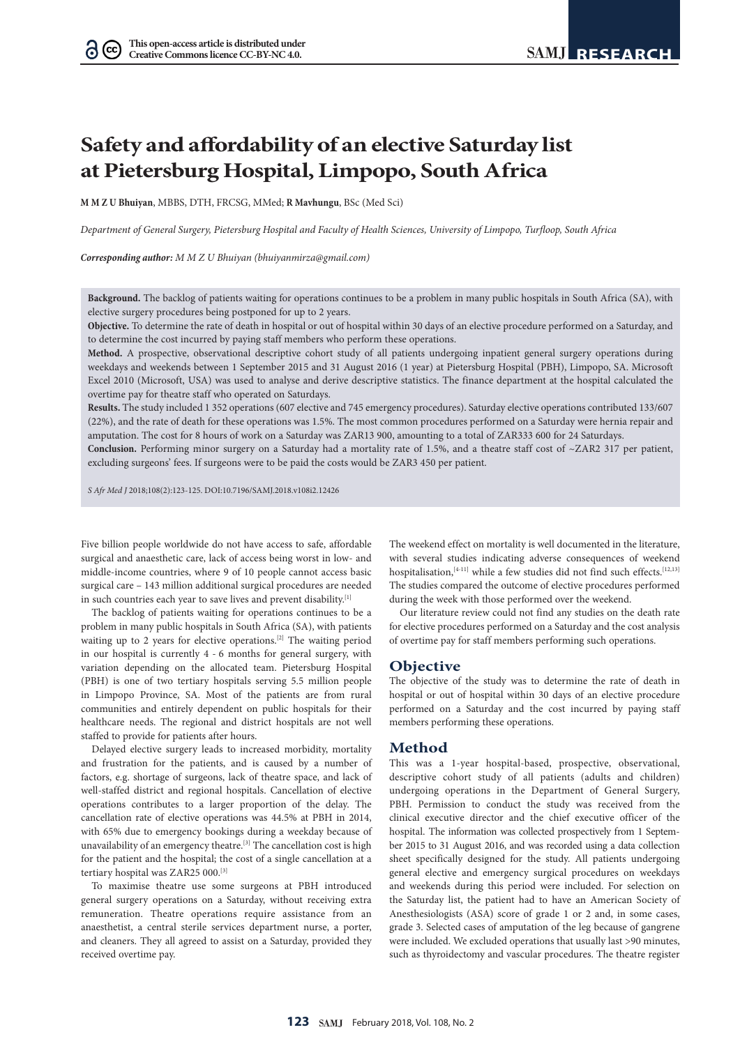# Safety and affordability of an elective Saturday list at Pietersburg Hospital, Limpopo, South Africa

**M M Z U Bhuiyan**, MBBS, DTH, FRCSG, MMed; **R Mavhungu**, BSc (Med Sci)

*Department of General Surgery, Pietersburg Hospital and Faculty of Health Sciences, University of Limpopo, Turfloop, South Africa*

***Corresponding author:*** *M M Z U Bhuiyan (bhuiyanmirza@gmail.com)*

**Background.** The backlog of patients waiting for operations continues to be a problem in many public hospitals in South Africa (SA), with elective surgery procedures being postponed for up to 2 years.

**Objective.** To determine the rate of death in hospital or out of hospital within 30 days of an elective procedure performed on a Saturday, and to determine the cost incurred by paying staff members who perform these operations.

**Method.** A prospective, observational descriptive cohort study of all patients undergoing inpatient general surgery operations during weekdays and weekends between 1 September 2015 and 31 August 2016 (1 year) at Pietersburg Hospital (PBH), Limpopo, SA. Microsoft Excel 2010 (Microsoft, USA) was used to analyse and derive descriptive statistics. The finance department at the hospital calculated the overtime pay for theatre staff who operated on Saturdays.

**Results.** The study included 1 352 operations (607 elective and 745 emergency procedures). Saturday elective operations contributed 133/607 (22%), and the rate of death for these operations was 1.5%. The most common procedures performed on a Saturday were hernia repair and amputation. The cost for 8 hours of work on a Saturday was ZAR13 900, amounting to a total of ZAR333 600 for 24 Saturdays.

**Conclusion.** Performing minor surgery on a Saturday had a mortality rate of 1.5%, and a theatre staff cost of ~ZAR2 317 per patient, excluding surgeons' fees. If surgeons were to be paid the costs would be ZAR3 450 per patient.

*S Afr Med J* 2018;108(2):123-125. DOI:10.7196/SAMJ.2018.v108i2.12426

Five billion people worldwide do not have access to safe, affordable surgical and anaesthetic care, lack of access being worst in low- and middle-income countries, where 9 of 10 people cannot access basic surgical care – 143 million additional surgical procedures are needed in such countries each year to save lives and prevent disability.[1]

The backlog of patients waiting for operations continues to be a problem in many public hospitals in South Africa (SA), with patients waiting up to 2 years for elective operations.[2] The waiting period in our hospital is currently 4 - 6 months for general surgery, with variation depending on the allocated team. Pietersburg Hospital (PBH) is one of two tertiary hospitals serving 5.5 million people in Limpopo Province, SA. Most of the patients are from rural communities and entirely dependent on public hospitals for their healthcare needs. The regional and district hospitals are not well staffed to provide for patients after hours.

Delayed elective surgery leads to increased morbidity, mortality and frustration for the patients, and is caused by a number of factors, e.g. shortage of surgeons, lack of theatre space, and lack of well-staffed district and regional hospitals. Cancellation of elective operations contributes to a larger proportion of the delay. The cancellation rate of elective operations was 44.5% at PBH in 2014, with 65% due to emergency bookings during a weekday because of unavailability of an emergency theatre.[3] The cancellation cost is high for the patient and the hospital; the cost of a single cancellation at a tertiary hospital was ZAR25 000.[3]

To maximise theatre use some surgeons at PBH introduced general surgery operations on a Saturday, without receiving extra remuneration. Theatre operations require assistance from an anaesthetist, a central sterile services department nurse, a porter, and cleaners. They all agreed to assist on a Saturday, provided they received overtime pay.

The weekend effect on mortality is well documented in the literature, with several studies indicating adverse consequences of weekend hospitalisation,[4-11] while a few studies did not find such effects.[12,13] The studies compared the outcome of elective procedures performed during the week with those performed over the weekend.

Our literature review could not find any studies on the death rate for elective procedures performed on a Saturday and the cost analysis of overtime pay for staff members performing such operations.

## Objective

The objective of the study was to determine the rate of death in hospital or out of hospital within 30 days of an elective procedure performed on a Saturday and the cost incurred by paying staff members performing these operations.

## Method

This was a 1-year hospital-based, prospective, observational, descriptive cohort study of all patients (adults and children) undergoing operations in the Department of General Surgery, PBH. Permission to conduct the study was received from the clinical executive director and the chief executive officer of the hospital. The information was collected prospectively from 1 September 2015 to 31 August 2016, and was recorded using a data collection sheet specifically designed for the study. All patients undergoing general elective and emergency surgical procedures on weekdays and weekends during this period were included. For selection on the Saturday list, the patient had to have an American Society of Anesthesiologists (ASA) score of grade 1 or 2 and, in some cases, grade 3. Selected cases of amputation of the leg because of gangrene were included. We excluded operations that usually last >90 minutes, such as thyroidectomy and vascular procedures. The theatre register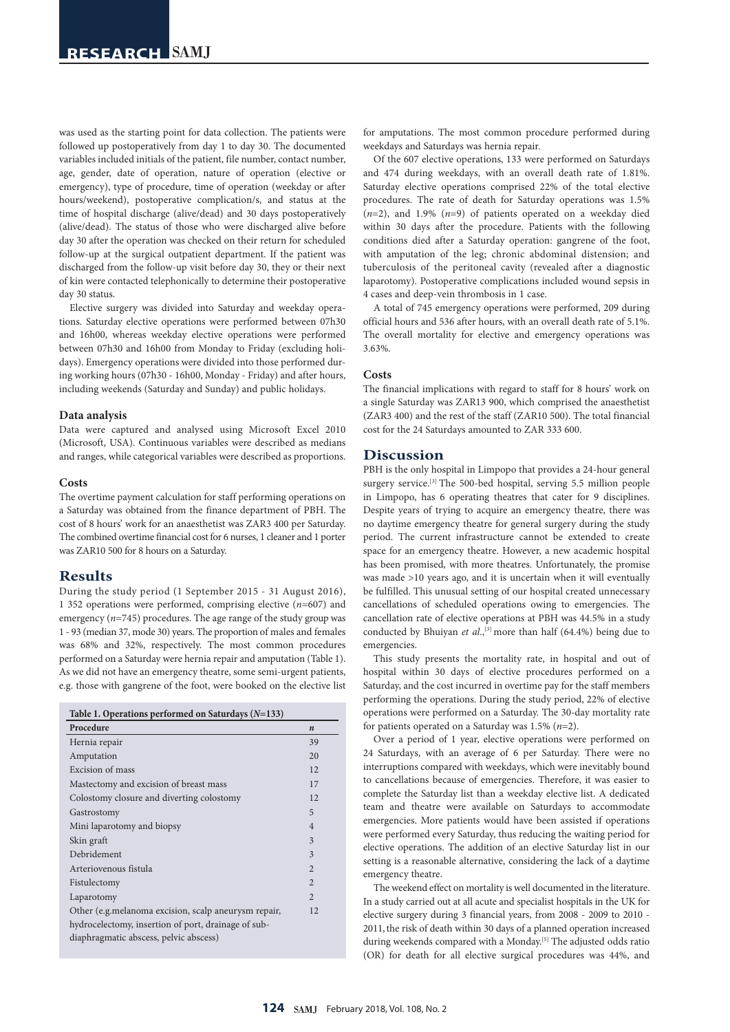was used as the starting point for data collection. The patients were followed up postoperatively from day 1 to day 30. The documented variables included initials of the patient, file number, contact number, age, gender, date of operation, nature of operation (elective or emergency), type of procedure, time of operation (weekday or after hours/weekend), postoperative complication/s, and status at the time of hospital discharge (alive/dead) and 30 days postoperatively (alive/dead). The status of those who were discharged alive before day 30 after the operation was checked on their return for scheduled follow-up at the surgical outpatient department. If the patient was discharged from the follow-up visit before day 30, they or their next of kin were contacted telephonically to determine their postoperative day 30 status.

Elective surgery was divided into Saturday and weekday operations. Saturday elective operations were performed between 07h30 and 16h00, whereas weekday elective operations were performed between 07h30 and 16h00 from Monday to Friday (excluding holidays). Emergency operations were divided into those performed during working hours (07h30 - 16h00, Monday - Friday) and after hours, including weekends (Saturday and Sunday) and public holidays.

### Data analysis

Data were captured and analysed using Microsoft Excel 2010 (Microsoft, USA). Continuous variables were described as medians and ranges, while categorical variables were described as proportions.

### Costs

The overtime payment calculation for staff performing operations on a Saturday was obtained from the finance department of PBH. The cost of 8 hours' work for an anaesthetist was ZAR3 400 per Saturday. The combined overtime financial cost for 6 nurses, 1 cleaner and 1 porter was ZAR10 500 for 8 hours on a Saturday.

## Results

During the study period (1 September 2015 - 31 August 2016), 1 352 operations were performed, comprising elective (*n*=607) and emergency (*n*=745) procedures. The age range of the study group was 1 - 93 (median 37, mode 30) years. The proportion of males and females was 68% and 32%, respectively. The most common procedures performed on a Saturday were hernia repair and amputation (Table 1). As we did not have an emergency theatre, some semi-urgent patients, e.g. those with gangrene of the foot, were booked on the elective list for amputations. The most common procedure performed during weekdays and Saturdays was hernia repair.

**Table 1. Operations performed on Saturdays (*N*=133)**

| Procedure | *n* |
|---|---|
| Hernia repair | 39 |
| Amputation | 20 |
| Excision of mass | 12 |
| Mastectomy and excision of breast mass | 17 |
| Colostomy closure and diverting colostomy | 12 |
| Gastrostomy | 5 |
| Mini laparotomy and biopsy | 4 |
| Skin graft | 3 |
| Debridement | 3 |
| Arteriovenous fistula | 2 |
| Fistulectomy | 2 |
| Laparotomy | 2 |
| Other (e.g.melanoma excision, scalp aneurysm repair, hydrocelectomy, insertion of port, drainage of sub-diaphragmatic abscess, pelvic abscess) | 12 |

Of the 607 elective operations, 133 were performed on Saturdays and 474 during weekdays, with an overall death rate of 1.81%. Saturday elective operations comprised 22% of the total elective procedures. The rate of death for Saturday operations was 1.5% (*n*=2), and 1.9% (*n*=9) of patients operated on a weekday died within 30 days after the procedure. Patients with the following conditions died after a Saturday operation: gangrene of the foot, with amputation of the leg; chronic abdominal distension; and tuberculosis of the peritoneal cavity (revealed after a diagnostic laparotomy). Postoperative complications included wound sepsis in 4 cases and deep-vein thrombosis in 1 case.

A total of 745 emergency operations were performed, 209 during official hours and 536 after hours, with an overall death rate of 5.1%. The overall mortality for elective and emergency operations was 3.63%.

### Costs

The financial implications with regard to staff for 8 hours' work on a single Saturday was ZAR13 900, which comprised the anaesthetist (ZAR3 400) and the rest of the staff (ZAR10 500). The total financial cost for the 24 Saturdays amounted to ZAR 333 600.

## Discussion

PBH is the only hospital in Limpopo that provides a 24-hour general surgery service.[3] The 500-bed hospital, serving 5.5 million people in Limpopo, has 6 operating theatres that cater for 9 disciplines. Despite years of trying to acquire an emergency theatre, there was no daytime emergency theatre for general surgery during the study period. The current infrastructure cannot be extended to create space for an emergency theatre. However, a new academic hospital has been promised, with more theatres. Unfortunately, the promise was made >10 years ago, and it is uncertain when it will eventually be fulfilled. This unusual setting of our hospital created unnecessary cancellations of scheduled operations owing to emergencies. The cancellation rate of elective operations at PBH was 44.5% in a study conducted by Bhuiyan *et al*.,[3] more than half (64.4%) being due to emergencies.

This study presents the mortality rate, in hospital and out of hospital within 30 days of elective procedures performed on a Saturday, and the cost incurred in overtime pay for the staff members performing the operations. During the study period, 22% of elective operations were performed on a Saturday. The 30-day mortality rate for patients operated on a Saturday was 1.5% (*n*=2).

Over a period of 1 year, elective operations were performed on 24 Saturdays, with an average of 6 per Saturday. There were no interruptions compared with weekdays, which were inevitably bound to cancellations because of emergencies. Therefore, it was easier to complete the Saturday list than a weekday elective list. A dedicated team and theatre were available on Saturdays to accommodate emergencies. More patients would have been assisted if operations were performed every Saturday, thus reducing the waiting period for elective operations. The addition of an elective Saturday list in our setting is a reasonable alternative, considering the lack of a daytime emergency theatre.

The weekend effect on mortality is well documented in the literature. In a study carried out at all acute and specialist hospitals in the UK for elective surgery during 3 financial years, from 2008 - 2009 to 2010 - 2011, the risk of death within 30 days of a planned operation increased during weekends compared with a Monday.[5] The adjusted odds ratio (OR) for death for all elective surgical procedures was 44%, and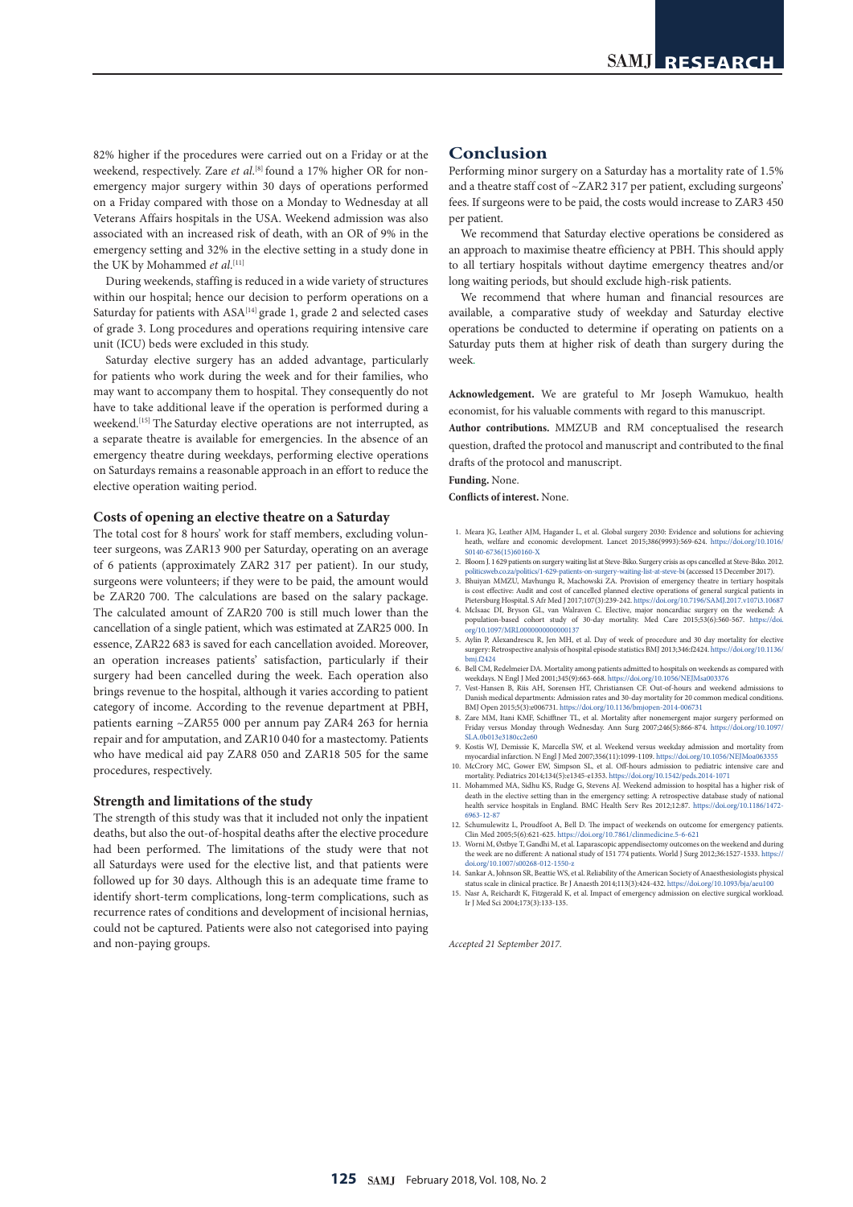82% higher if the procedures were carried out on a Friday or at the weekend, respectively. Zare *et al.*[8] found a 17% higher OR for non-emergency major surgery within 30 days of operations performed on a Friday compared with those on a Monday to Wednesday at all Veterans Affairs hospitals in the USA. Weekend admission was also associated with an increased risk of death, with an OR of 9% in the emergency setting and 32% in the elective setting in a study done in the UK by Mohammed *et al.*[11]

During weekends, staffing is reduced in a wide variety of structures within our hospital; hence our decision to perform operations on a Saturday for patients with ASA[14] grade 1, grade 2 and selected cases of grade 3. Long procedures and operations requiring intensive care unit (ICU) beds were excluded in this study.

Saturday elective surgery has an added advantage, particularly for patients who work during the week and for their families, who may want to accompany them to hospital. They consequently do not have to take additional leave if the operation is performed during a weekend.[15] The Saturday elective operations are not interrupted, as a separate theatre is available for emergencies. In the absence of an emergency theatre during weekdays, performing elective operations on Saturdays remains a reasonable approach in an effort to reduce the elective operation waiting period.

### Costs of opening an elective theatre on a Saturday

The total cost for 8 hours' work for staff members, excluding volunteer surgeons, was ZAR13 900 per Saturday, operating on an average of 6 patients (approximately ZAR2 317 per patient). In our study, surgeons were volunteers; if they were to be paid, the amount would be ZAR20 700. The calculations are based on the salary package. The calculated amount of ZAR20 700 is still much lower than the cancellation of a single patient, which was estimated at ZAR25 000. In essence, ZAR22 683 is saved for each cancellation avoided. Moreover, an operation increases patients' satisfaction, particularly if their surgery had been cancelled during the week. Each operation also brings revenue to the hospital, although it varies according to patient category of income. According to the revenue department at PBH, patients earning ~ZAR55 000 per annum pay ZAR4 263 for hernia repair and for amputation, and ZAR10 040 for a mastectomy. Patients who have medical aid pay ZAR8 050 and ZAR18 505 for the same procedures, respectively.

### Strength and limitations of the study

The strength of this study was that it included not only the inpatient deaths, but also the out-of-hospital deaths after the elective procedure had been performed. The limitations of the study were that not all Saturdays were used for the elective list, and that patients were followed up for 30 days. Although this is an adequate time frame to identify short-term complications, long-term complications, such as recurrence rates of conditions and development of incisional hernias, could not be captured. Patients were also not categorised into paying and non-paying groups.

## Conclusion

Performing minor surgery on a Saturday has a mortality rate of 1.5% and a theatre staff cost of ~ZAR2 317 per patient, excluding surgeons' fees. If surgeons were to be paid, the costs would increase to ZAR3 450 per patient.

We recommend that Saturday elective operations be considered as an approach to maximise theatre efficiency at PBH. This should apply to all tertiary hospitals without daytime emergency theatres and/or long waiting periods, but should exclude high-risk patients.

We recommend that where human and financial resources are available, a comparative study of weekday and Saturday elective operations be conducted to determine if operating on patients on a Saturday puts them at higher risk of death than surgery during the week.

**Acknowledgement.** We are grateful to Mr Joseph Wamukuo, health economist, for his valuable comments with regard to this manuscript.

**Author contributions.** MMZUB and RM conceptualised the research question, drafted the protocol and manuscript and contributed to the final drafts of the protocol and manuscript.

**Funding.** None.

**Conflicts of interest.** None.

1. Meara JG, Leather AJM, Hagander L, et al. Global surgery 2030: Evidence and solutions for achieving health, welfare and economic development. Lancet 2015;386(9993):569-624. https://doi.org/10.1016/S0140-6736(15)60160-X
2. Bloom J. 1 629 patients on surgery waiting list at Steve-Biko. Surgery crisis as ops cancelled at Steve-Biko. 2012. politicsweb.co.za/politics/1-629-patients-on-surgery-waiting-list-at-steve-bi (accessed 15 December 2017).
3. Bhuiyan MMZU, Mavhungu R, Machowski ZA. Provision of emergency theatre in tertiary hospitals is cost effective: Audit and cost of cancelled planned elective operations of general surgical patients in Pietersburg Hospital. S Afr Med J 2017;107(3):239-242. https://doi.org/10.7196/SAMJ.2017.v107i3.10687
4. McIsaac DI, Bryson GL, van Walraven C. Elective, major noncardiac surgery on the weekend: A population-based cohort study of 30-day mortality. Med Care 2015;53(6):560-567. https://doi.org/10.1097/MRL.0000000000000137
5. Aylin P, Alexandrescu R, Jen MH, et al. Day of week of procedure and 30 day mortality for elective surgery: Retrospective analysis of hospital episode statistics BMJ 2013;346:f2424. https://doi.org/10.1136/bmj.f2424
6. Bell CM, Redelmeier DA. Mortality among patients admitted to hospitals on weekends as compared with weekdays. N Engl J Med 2001;345(9):663-668. https://doi.org/10.1056/NEJMsa003376
7. Vest-Hansen B, Riis AH, Sorensen HT, Christiansen CF. Out-of-hours and weekend admissions to Danish medical departments: Admission rates and 30-day mortality for 20 common medical conditions. BMJ Open 2015;5(3):e006731. https://doi.org/10.1136/bmjopen-2014-006731
8. Zare MM, Itani KMF, Schifftner TL, et al. Mortality after nonemergent major surgery performed on Friday versus Monday through Wednesday. Ann Surg 2007;246(5):866-874. https://doi.org/10.1097/SLA.0b013e3180cc2e60
9. Kostis WJ, Demissie K, Marcella SW, et al. Weekend versus weekday admission and mortality from myocardial infarction. N Engl J Med 2007;356(11):1099-1109. https://doi.org/10.1056/NEJMoa063355
10. McCrory MC, Gower EW, Simpson SL, et al. Off-hours admission to pediatric intensive care and mortality. Pediatrics 2014;134(5):e1345-e1353. https://doi.org/10.1542/peds.2014-1071
11. Mohammed MA, Sidhu KS, Rudge G, Stevens AJ. Weekend admission to hospital has a higher risk of death in the elective setting than in the emergency setting: A retrospective database study of national health service hospitals in England. BMC Health Serv Res 2012;12:87. https://doi.org/10.1186/1472-6963-12-87
12. Schumulewitz L, Proudfoot A, Bell D. The impact of weekends on outcome for emergency patients. Clin Med 2005;5(6):621-625. https://doi.org/10.7861/clinmedicine.5-6-621
13. Worni M, Østbye T, Gandhi M, et al. Laparascopic appendisectomy outcomes on the weekend and during the week are no different: A national study of 151 774 patients. World J Surg 2012;36:1527-1533. https://doi.org/10.1007/s00268-012-1550-z
14. Sankar A, Johnson SR, Beattie WS, et al. Reliability of the American Society of Anaesthesiologists physical status scale in clinical practice. Br J Anaesth 2014;113(3):424-432. https://doi.org/10.1093/bja/aeu100
15. Nasr A, Reichardt K, Fitzgerald K, et al. Impact of emergency admission on elective surgical workload. Ir J Med Sci 2004;173(3):133-135.

*Accepted 21 September 2017.*